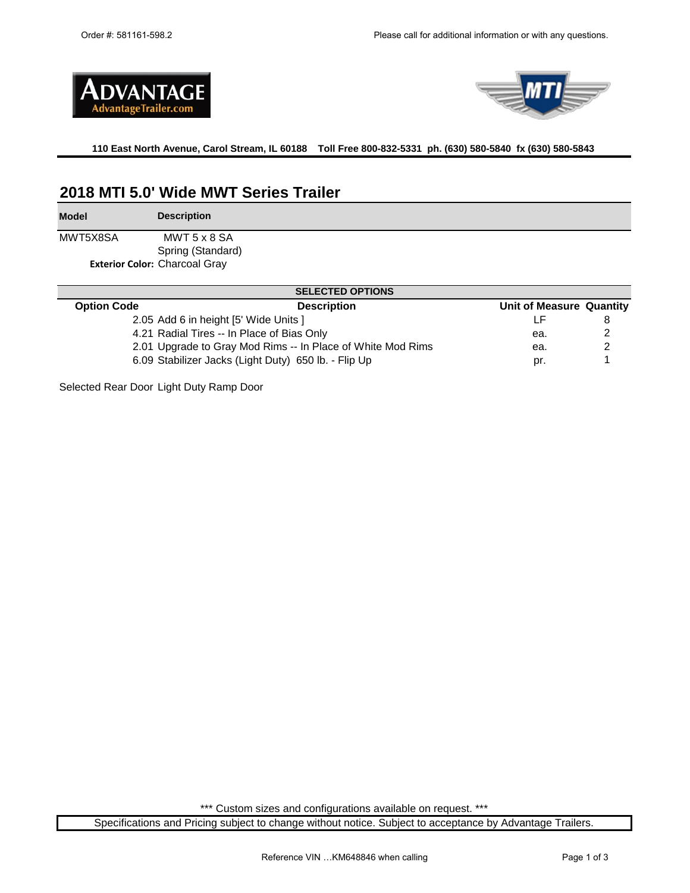Order #: 581161-598.2

Please call for additional information or with any questions.

ADVANTAGE
AdvantageTrailer.com

MTI

**110 East North Avenue, Carol Stream, IL 60188 Toll Free 800-832-5331 ph. (630) 580-5840 fx (630) 580-5843**

## 2018 MTI 5.0' Wide MWT Series Trailer

| Model | Description |
|---|---|
| MWT5X8SA | MWT 5 x 8 SA |
| | Spring (Standard) |
| **Exterior Color:** | Charcoal Gray |

**SELECTED OPTIONS**

| Option Code | Description | Unit of Measure | Quantity |
|---|---|---|---|
| 2.05 | Add 6 in height [5' Wide Units ] | LF | 8 |
| 4.21 | Radial Tires -- In Place of Bias Only | ea. | 2 |
| 2.01 | Upgrade to Gray Mod Rims -- In Place of White Mod Rims | ea. | 2 |
| 6.09 | Stabilizer Jacks (Light Duty) 650 lb. - Flip Up | pr. | 1 |

Selected Rear Door Light Duty Ramp Door

*** Custom sizes and configurations available on request. ***

Specifications and Pricing subject to change without notice. Subject to acceptance by Advantage Trailers.

Reference VIN …KM648846 when calling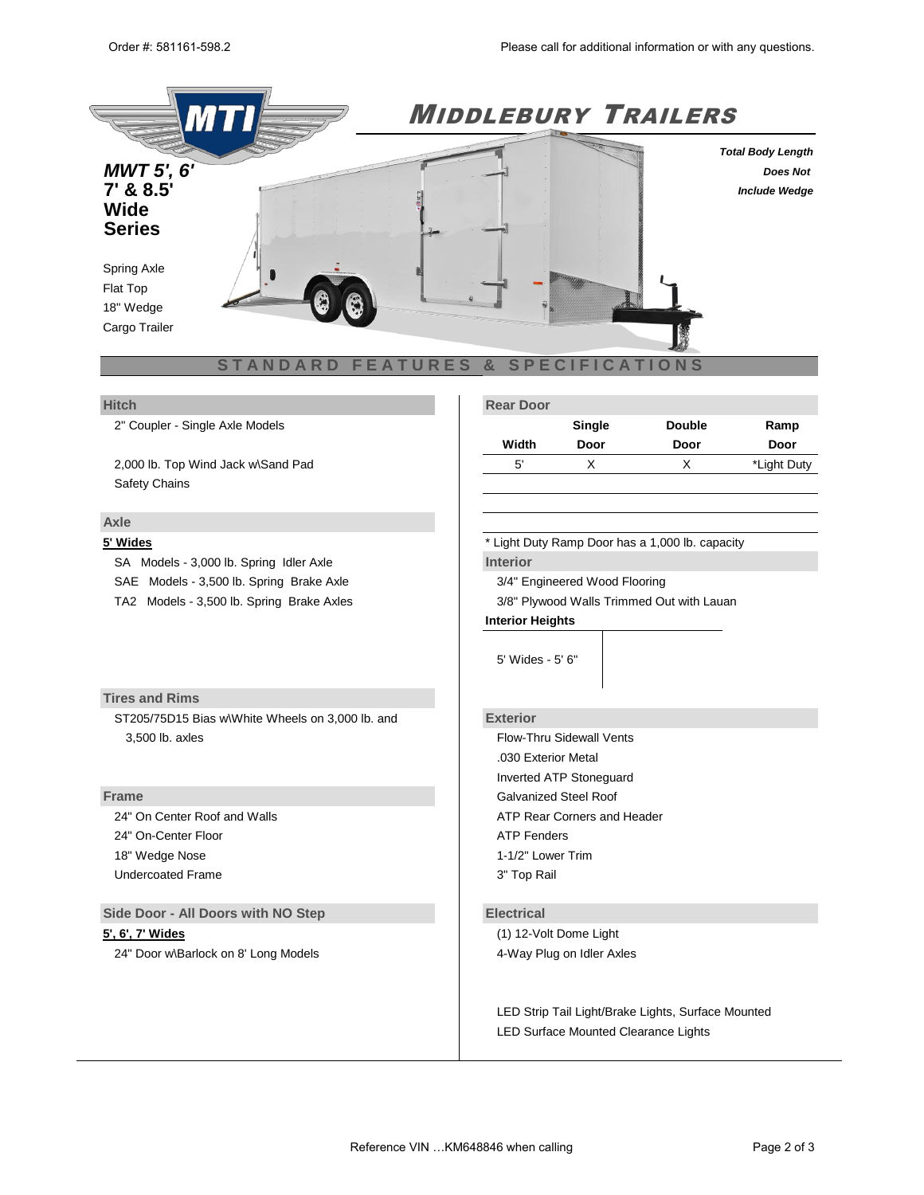Order #: 581161-598.2

Please call for additional information or with any questions.

# MIDDLEBURY TRAILERS

***MWT 5', 6'***
**7' & 8.5'**
**Wide**
**Series**

Spring Axle
Flat Top
18" Wedge
Cargo Trailer

***Total Body Length***
***Does Not***
***Include Wedge***

## STANDARD FEATURES & SPECIFICATIONS

### Hitch

2" Coupler - Single Axle Models

2,000 lb. Top Wind Jack w\Sand Pad
Safety Chains

### Axle

**5' Wides**

SA Models - 3,000 lb. Spring Idler Axle
SAE Models - 3,500 lb. Spring Brake Axle
TA2 Models - 3,500 lb. Spring Brake Axles

### Tires and Rims

ST205/75D15 Bias w\White Wheels on 3,000 lb. and 3,500 lb. axles

### Frame

24" On Center Roof and Walls
24" On-Center Floor
18" Wedge Nose
Undercoated Frame

### Side Door - All Doors with NO Step

**5', 6', 7' Wides**

24" Door w\Barlock on 8' Long Models

### Rear Door

| Width | Single Door | Double Door | Ramp Door |
|---|---|---|---|
| 5' | X | X | *Light Duty |

* Light Duty Ramp Door has a 1,000 lb. capacity

### Interior

3/4" Engineered Wood Flooring
3/8" Plywood Walls Trimmed Out with Lauan

**Interior Heights**

5' Wides - 5' 6"

### Exterior

Flow-Thru Sidewall Vents
.030 Exterior Metal
Inverted ATP Stoneguard
Galvanized Steel Roof
ATP Rear Corners and Header
ATP Fenders
1-1/2" Lower Trim
3" Top Rail

### Electrical

(1) 12-Volt Dome Light
4-Way Plug on Idler Axles

LED Strip Tail Light/Brake Lights, Surface Mounted
LED Surface Mounted Clearance Lights

Reference VIN …KM648846 when calling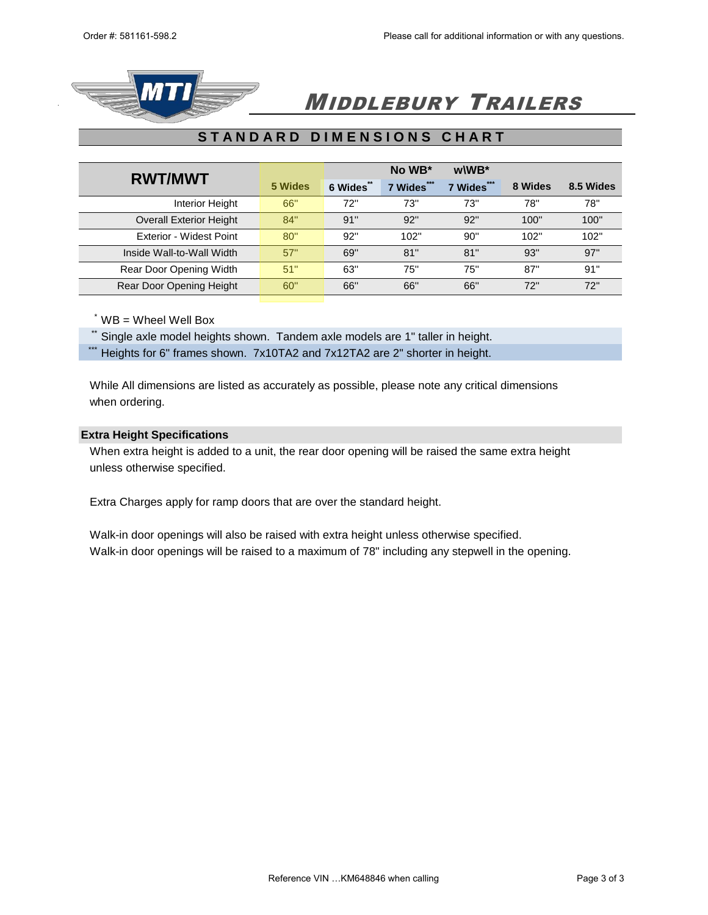# MIDDLEBURY TRAILERS

## STANDARD DIMENSIONS CHART

| RWT/MWT | | | No WB* | w\WB* | | |
|---|---|---|---|---|---|---|
| | 5 Wides | 6 Wides** | 7 Wides*** | 7 Wides*** | 8 Wides | 8.5 Wides |
| Interior Height | 66" | 72" | 73" | 73" | 78" | 78" |
| Overall Exterior Height | 84" | 91" | 92" | 92" | 100" | 100" |
| Exterior - Widest Point | 80" | 92" | 102" | 90" | 102" | 102" |
| Inside Wall-to-Wall Width | 57" | 69" | 81" | 81" | 93" | 97" |
| Rear Door Opening Width | 51" | 63" | 75" | 75" | 87" | 91" |
| Rear Door Opening Height | 60" | 66" | 66" | 66" | 72" | 72" |

* WB = Wheel Well Box

** Single axle model heights shown. Tandem axle models are 1" taller in height.

*** Heights for 6" frames shown. 7x10TA2 and 7x12TA2 are 2" shorter in height.

While All dimensions are listed as accurately as possible, please note any critical dimensions when ordering.

**Extra Height Specifications**

When extra height is added to a unit, the rear door opening will be raised the same extra height unless otherwise specified.

Extra Charges apply for ramp doors that are over the standard height.

Walk-in door openings will also be raised with extra height unless otherwise specified.
Walk-in door openings will be raised to a maximum of 78" including any stepwell in the opening.